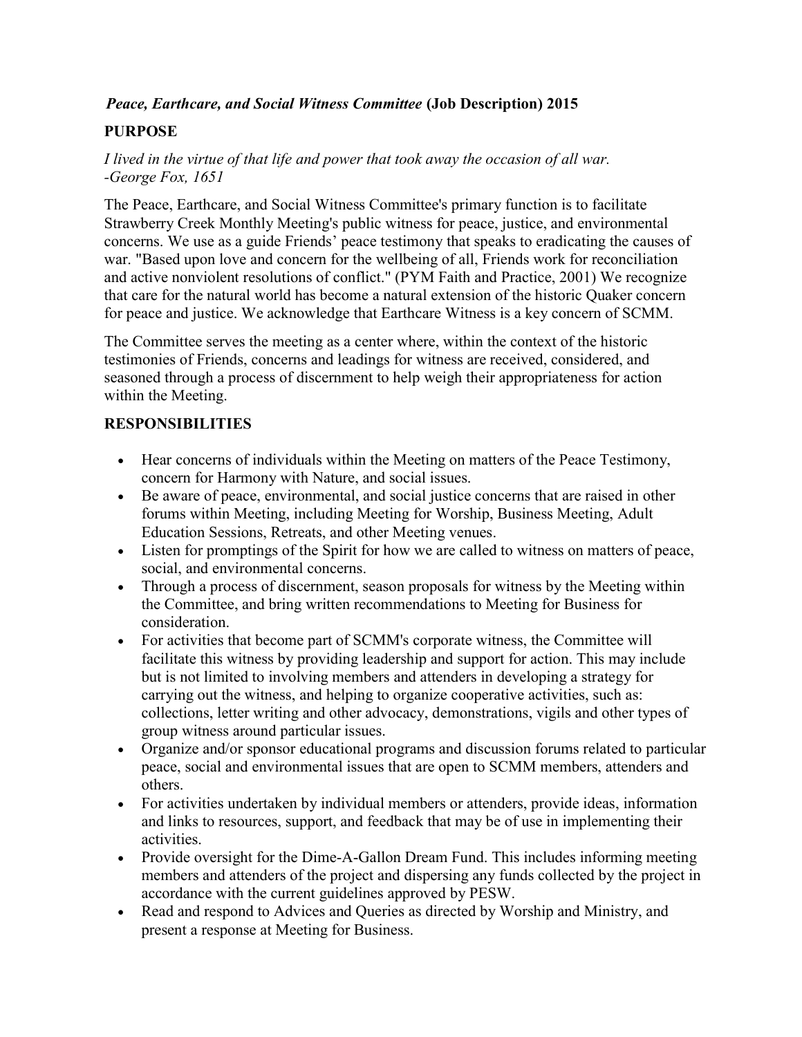***Peace, Earthcare, and Social Witness Committee* (Job Description) 2015**

## PURPOSE

*I lived in the virtue of that life and power that took away the occasion of all war.*
*-George Fox, 1651*

The Peace, Earthcare, and Social Witness Committee's primary function is to facilitate Strawberry Creek Monthly Meeting's public witness for peace, justice, and environmental concerns. We use as a guide Friends' peace testimony that speaks to eradicating the causes of war. "Based upon love and concern for the wellbeing of all, Friends work for reconciliation and active nonviolent resolutions of conflict." (PYM Faith and Practice, 2001) We recognize that care for the natural world has become a natural extension of the historic Quaker concern for peace and justice. We acknowledge that Earthcare Witness is a key concern of SCMM.

The Committee serves the meeting as a center where, within the context of the historic testimonies of Friends, concerns and leadings for witness are received, considered, and seasoned through a process of discernment to help weigh their appropriateness for action within the Meeting.

## RESPONSIBILITIES

- Hear concerns of individuals within the Meeting on matters of the Peace Testimony, concern for Harmony with Nature, and social issues.
- Be aware of peace, environmental, and social justice concerns that are raised in other forums within Meeting, including Meeting for Worship, Business Meeting, Adult Education Sessions, Retreats, and other Meeting venues.
- Listen for promptings of the Spirit for how we are called to witness on matters of peace, social, and environmental concerns.
- Through a process of discernment, season proposals for witness by the Meeting within the Committee, and bring written recommendations to Meeting for Business for consideration.
- For activities that become part of SCMM's corporate witness, the Committee will facilitate this witness by providing leadership and support for action. This may include but is not limited to involving members and attenders in developing a strategy for carrying out the witness, and helping to organize cooperative activities, such as: collections, letter writing and other advocacy, demonstrations, vigils and other types of group witness around particular issues.
- Organize and/or sponsor educational programs and discussion forums related to particular peace, social and environmental issues that are open to SCMM members, attenders and others.
- For activities undertaken by individual members or attenders, provide ideas, information and links to resources, support, and feedback that may be of use in implementing their activities.
- Provide oversight for the Dime-A-Gallon Dream Fund. This includes informing meeting members and attenders of the project and dispersing any funds collected by the project in accordance with the current guidelines approved by PESW.
- Read and respond to Advices and Queries as directed by Worship and Ministry, and present a response at Meeting for Business.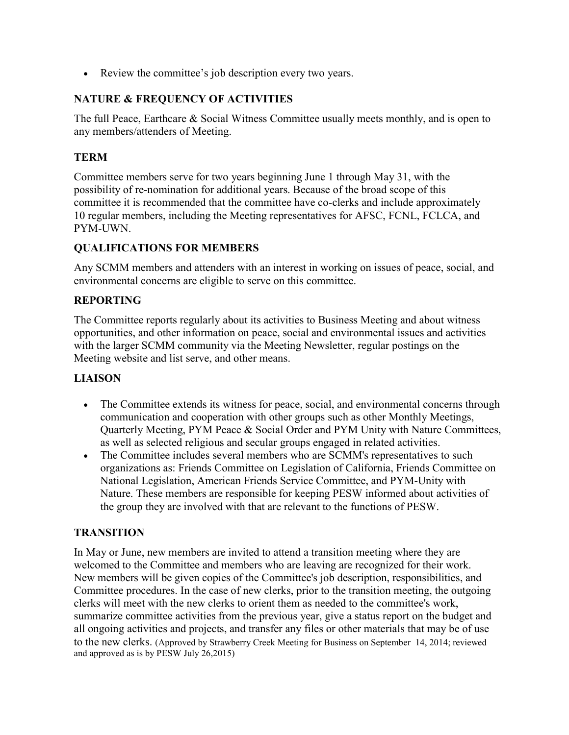- Review the committee's job description every two years.

## NATURE & FREQUENCY OF ACTIVITIES

The full Peace, Earthcare & Social Witness Committee usually meets monthly, and is open to any members/attenders of Meeting.

## TERM

Committee members serve for two years beginning June 1 through May 31, with the possibility of re-nomination for additional years. Because of the broad scope of this committee it is recommended that the committee have co-clerks and include approximately 10 regular members, including the Meeting representatives for AFSC, FCNL, FCLCA, and PYM-UWN.

## QUALIFICATIONS FOR MEMBERS

Any SCMM members and attenders with an interest in working on issues of peace, social, and environmental concerns are eligible to serve on this committee.

## REPORTING

The Committee reports regularly about its activities to Business Meeting and about witness opportunities, and other information on peace, social and environmental issues and activities with the larger SCMM community via the Meeting Newsletter, regular postings on the Meeting website and list serve, and other means.

## LIAISON

- The Committee extends its witness for peace, social, and environmental concerns through communication and cooperation with other groups such as other Monthly Meetings, Quarterly Meeting, PYM Peace & Social Order and PYM Unity with Nature Committees, as well as selected religious and secular groups engaged in related activities.
- The Committee includes several members who are SCMM's representatives to such organizations as: Friends Committee on Legislation of California, Friends Committee on National Legislation, American Friends Service Committee, and PYM-Unity with Nature. These members are responsible for keeping PESW informed about activities of the group they are involved with that are relevant to the functions of PESW.

## TRANSITION

In May or June, new members are invited to attend a transition meeting where they are welcomed to the Committee and members who are leaving are recognized for their work. New members will be given copies of the Committee's job description, responsibilities, and Committee procedures. In the case of new clerks, prior to the transition meeting, the outgoing clerks will meet with the new clerks to orient them as needed to the committee's work, summarize committee activities from the previous year, give a status report on the budget and all ongoing activities and projects, and transfer any files or other materials that may be of use to the new clerks. (Approved by Strawberry Creek Meeting for Business on September 14, 2014; reviewed and approved as is by PESW July 26,2015)